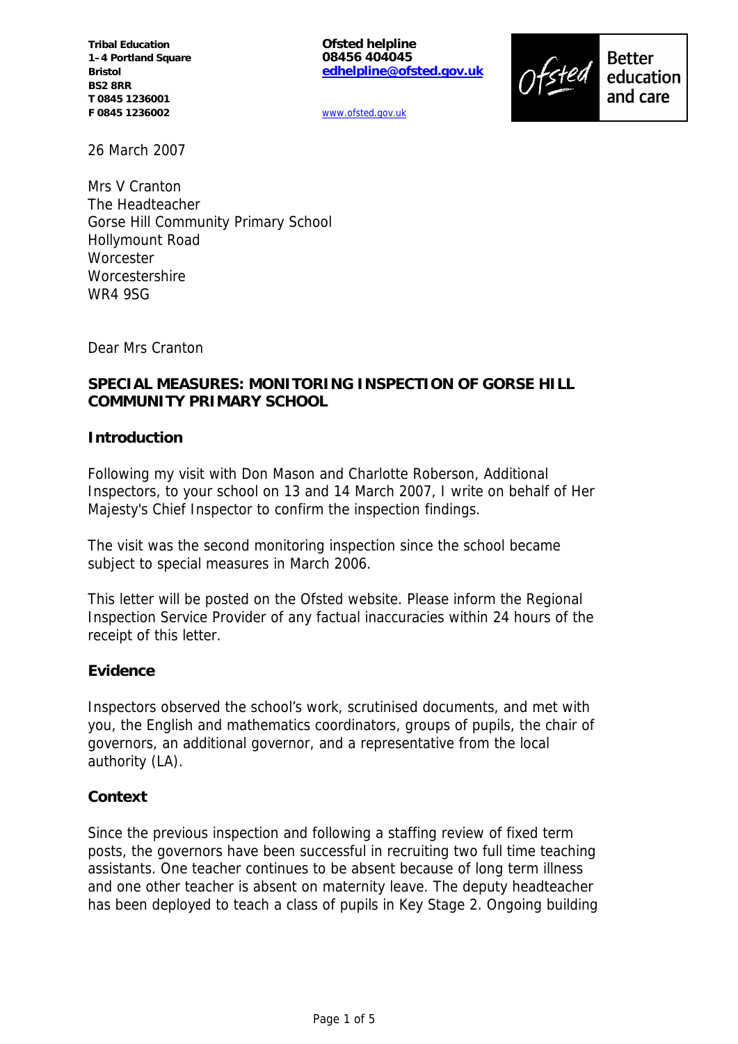Tribal Education
1–4 Portland Square
Bristol
BS2 8RR
T 0845 1236001
F 0845 1236002

Ofsted helpline
08456 404045
edhelpline@ofsted.gov.uk

www.ofsted.gov.uk

Ofsted Better education and care

26 March 2007

Mrs V Cranton
The Headteacher
Gorse Hill Community Primary School
Hollymount Road
Worcester
Worcestershire
WR4 9SG

Dear Mrs Cranton

**SPECIAL MEASURES: MONITORING INSPECTION OF GORSE HILL COMMUNITY PRIMARY SCHOOL**

## Introduction

Following my visit with Don Mason and Charlotte Roberson, Additional Inspectors, to your school on 13 and 14 March 2007, I write on behalf of Her Majesty's Chief Inspector to confirm the inspection findings.

The visit was the second monitoring inspection since the school became subject to special measures in March 2006.

This letter will be posted on the Ofsted website. Please inform the Regional Inspection Service Provider of any factual inaccuracies within 24 hours of the receipt of this letter.

## Evidence

Inspectors observed the school's work, scrutinised documents, and met with you, the English and mathematics coordinators, groups of pupils, the chair of governors, an additional governor, and a representative from the local authority (LA).

## Context

Since the previous inspection and following a staffing review of fixed term posts, the governors have been successful in recruiting two full time teaching assistants. One teacher continues to be absent because of long term illness and one other teacher is absent on maternity leave. The deputy headteacher has been deployed to teach a class of pupils in Key Stage 2. Ongoing building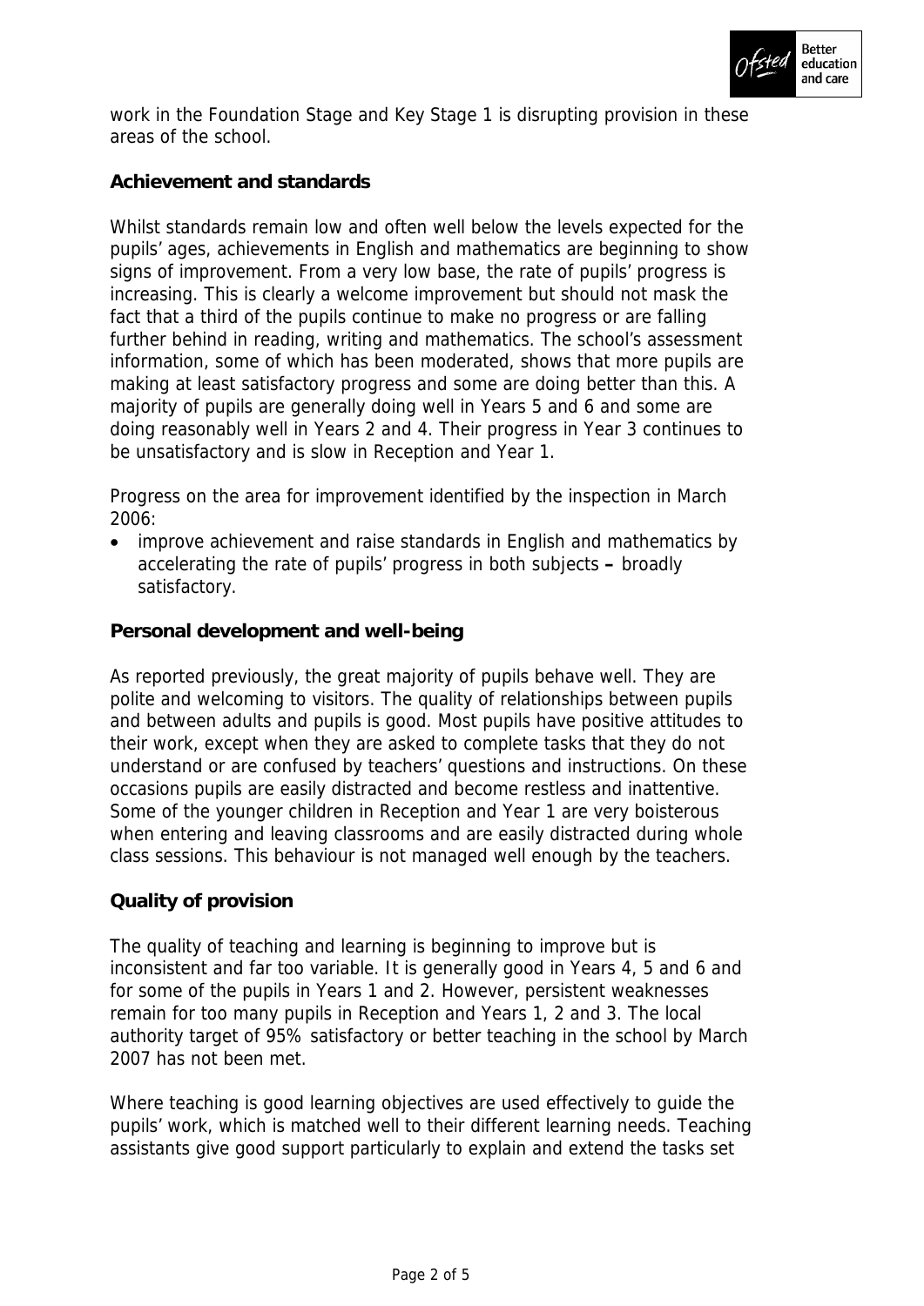work in the Foundation Stage and Key Stage 1 is disrupting provision in these areas of the school.

## Achievement and standards

Whilst standards remain low and often well below the levels expected for the pupils' ages, achievements in English and mathematics are beginning to show signs of improvement. From a very low base, the rate of pupils' progress is increasing. This is clearly a welcome improvement but should not mask the fact that a third of the pupils continue to make no progress or are falling further behind in reading, writing and mathematics. The school's assessment information, some of which has been moderated, shows that more pupils are making at least satisfactory progress and some are doing better than this. A majority of pupils are generally doing well in Years 5 and 6 and some are doing reasonably well in Years 2 and 4. Their progress in Year 3 continues to be unsatisfactory and is slow in Reception and Year 1.

Progress on the area for improvement identified by the inspection in March 2006:

- improve achievement and raise standards in English and mathematics by accelerating the rate of pupils' progress in both subjects **–** broadly satisfactory.

## Personal development and well-being

As reported previously, the great majority of pupils behave well. They are polite and welcoming to visitors. The quality of relationships between pupils and between adults and pupils is good. Most pupils have positive attitudes to their work, except when they are asked to complete tasks that they do not understand or are confused by teachers' questions and instructions. On these occasions pupils are easily distracted and become restless and inattentive. Some of the younger children in Reception and Year 1 are very boisterous when entering and leaving classrooms and are easily distracted during whole class sessions. This behaviour is not managed well enough by the teachers.

## Quality of provision

The quality of teaching and learning is beginning to improve but is inconsistent and far too variable. It is generally good in Years 4, 5 and 6 and for some of the pupils in Years 1 and 2. However, persistent weaknesses remain for too many pupils in Reception and Years 1, 2 and 3. The local authority target of 95% satisfactory or better teaching in the school by March 2007 has not been met.

Where teaching is good learning objectives are used effectively to guide the pupils' work, which is matched well to their different learning needs. Teaching assistants give good support particularly to explain and extend the tasks set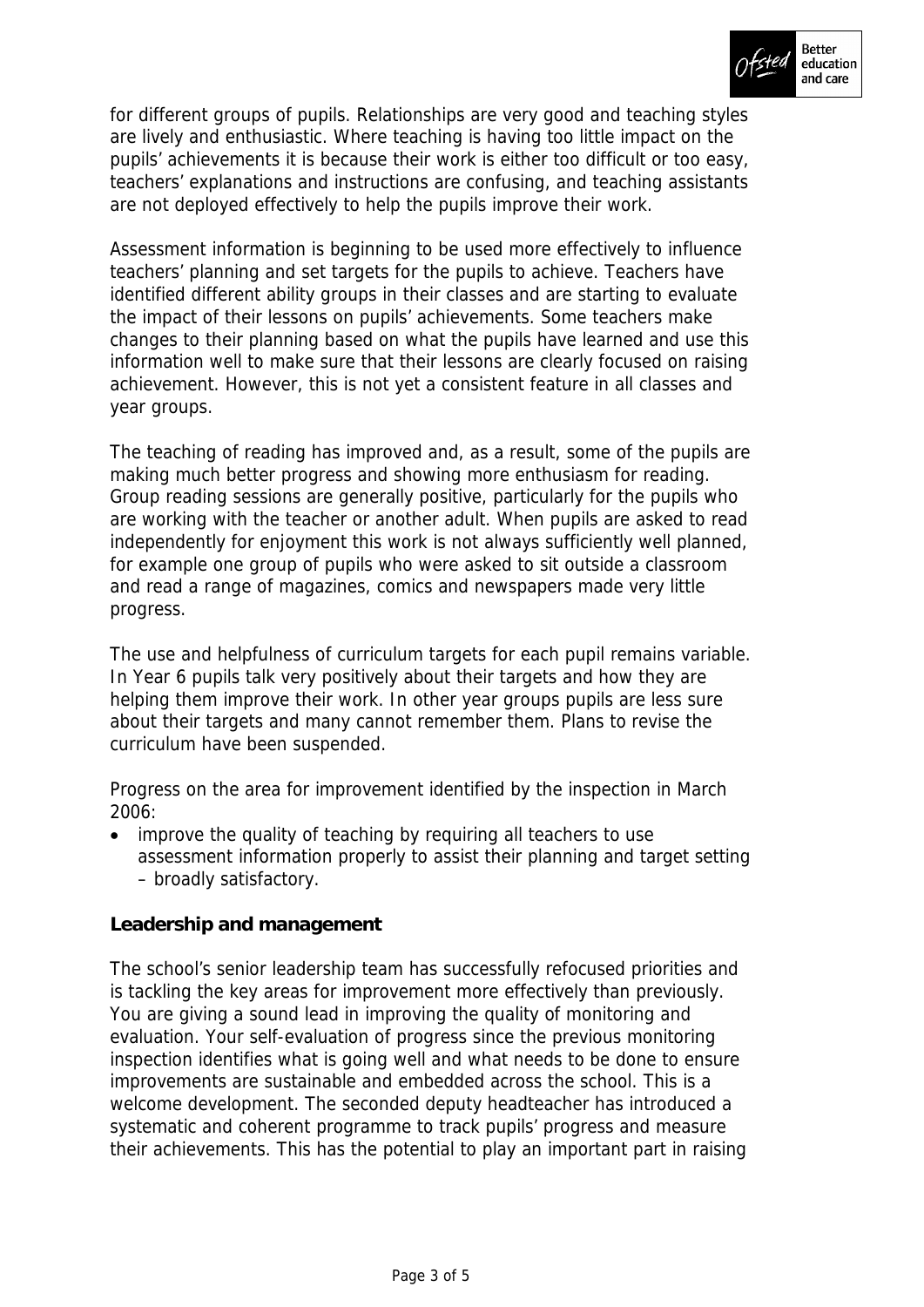for different groups of pupils. Relationships are very good and teaching styles are lively and enthusiastic. Where teaching is having too little impact on the pupils' achievements it is because their work is either too difficult or too easy, teachers' explanations and instructions are confusing, and teaching assistants are not deployed effectively to help the pupils improve their work.

Assessment information is beginning to be used more effectively to influence teachers' planning and set targets for the pupils to achieve. Teachers have identified different ability groups in their classes and are starting to evaluate the impact of their lessons on pupils' achievements. Some teachers make changes to their planning based on what the pupils have learned and use this information well to make sure that their lessons are clearly focused on raising achievement. However, this is not yet a consistent feature in all classes and year groups.

The teaching of reading has improved and, as a result, some of the pupils are making much better progress and showing more enthusiasm for reading. Group reading sessions are generally positive, particularly for the pupils who are working with the teacher or another adult. When pupils are asked to read independently for enjoyment this work is not always sufficiently well planned, for example one group of pupils who were asked to sit outside a classroom and read a range of magazines, comics and newspapers made very little progress.

The use and helpfulness of curriculum targets for each pupil remains variable. In Year 6 pupils talk very positively about their targets and how they are helping them improve their work. In other year groups pupils are less sure about their targets and many cannot remember them. Plans to revise the curriculum have been suspended.

Progress on the area for improvement identified by the inspection in March 2006:

- improve the quality of teaching by requiring all teachers to use assessment information properly to assist their planning and target setting – broadly satisfactory.

**Leadership and management**

The school's senior leadership team has successfully refocused priorities and is tackling the key areas for improvement more effectively than previously. You are giving a sound lead in improving the quality of monitoring and evaluation. Your self-evaluation of progress since the previous monitoring inspection identifies what is going well and what needs to be done to ensure improvements are sustainable and embedded across the school. This is a welcome development. The seconded deputy headteacher has introduced a systematic and coherent programme to track pupils' progress and measure their achievements. This has the potential to play an important part in raising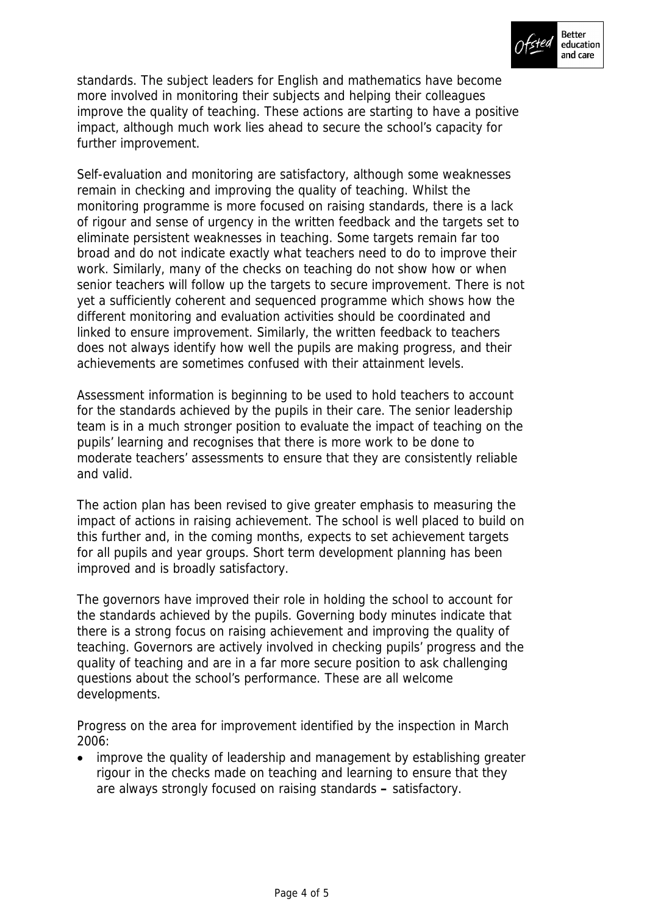standards. The subject leaders for English and mathematics have become more involved in monitoring their subjects and helping their colleagues improve the quality of teaching. These actions are starting to have a positive impact, although much work lies ahead to secure the school's capacity for further improvement.

Self-evaluation and monitoring are satisfactory, although some weaknesses remain in checking and improving the quality of teaching. Whilst the monitoring programme is more focused on raising standards, there is a lack of rigour and sense of urgency in the written feedback and the targets set to eliminate persistent weaknesses in teaching. Some targets remain far too broad and do not indicate exactly what teachers need to do to improve their work. Similarly, many of the checks on teaching do not show how or when senior teachers will follow up the targets to secure improvement. There is not yet a sufficiently coherent and sequenced programme which shows how the different monitoring and evaluation activities should be coordinated and linked to ensure improvement. Similarly, the written feedback to teachers does not always identify how well the pupils are making progress, and their achievements are sometimes confused with their attainment levels.

Assessment information is beginning to be used to hold teachers to account for the standards achieved by the pupils in their care. The senior leadership team is in a much stronger position to evaluate the impact of teaching on the pupils' learning and recognises that there is more work to be done to moderate teachers' assessments to ensure that they are consistently reliable and valid.

The action plan has been revised to give greater emphasis to measuring the impact of actions in raising achievement. The school is well placed to build on this further and, in the coming months, expects to set achievement targets for all pupils and year groups. Short term development planning has been improved and is broadly satisfactory.

The governors have improved their role in holding the school to account for the standards achieved by the pupils. Governing body minutes indicate that there is a strong focus on raising achievement and improving the quality of teaching. Governors are actively involved in checking pupils' progress and the quality of teaching and are in a far more secure position to ask challenging questions about the school's performance. These are all welcome developments.

Progress on the area for improvement identified by the inspection in March 2006:

- improve the quality of leadership and management by establishing greater rigour in the checks made on teaching and learning to ensure that they are always strongly focused on raising standards **–** satisfactory.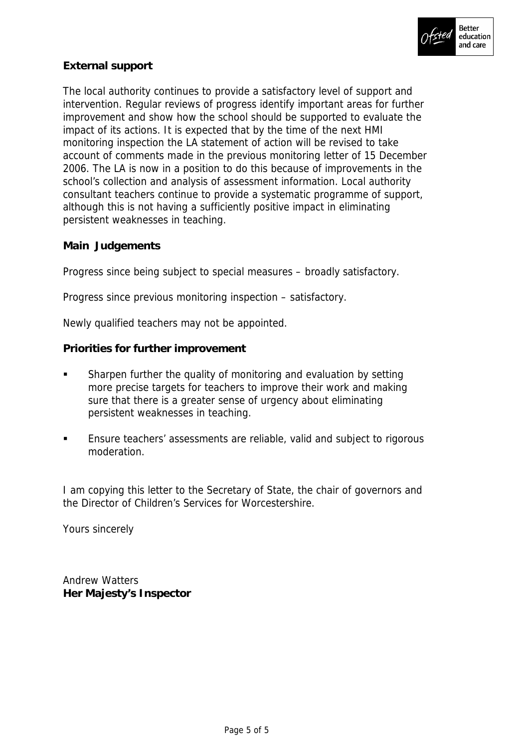**External support**

The local authority continues to provide a satisfactory level of support and intervention. Regular reviews of progress identify important areas for further improvement and show how the school should be supported to evaluate the impact of its actions. It is expected that by the time of the next HMI monitoring inspection the LA statement of action will be revised to take account of comments made in the previous monitoring letter of 15 December 2006. The LA is now in a position to do this because of improvements in the school's collection and analysis of assessment information. Local authority consultant teachers continue to provide a systematic programme of support, although this is not having a sufficiently positive impact in eliminating persistent weaknesses in teaching.

**Main Judgements**

Progress since being subject to special measures – broadly satisfactory.

Progress since previous monitoring inspection – satisfactory.

Newly qualified teachers may not be appointed.

**Priorities for further improvement**

- Sharpen further the quality of monitoring and evaluation by setting more precise targets for teachers to improve their work and making sure that there is a greater sense of urgency about eliminating persistent weaknesses in teaching.
- Ensure teachers' assessments are reliable, valid and subject to rigorous moderation.

I am copying this letter to the Secretary of State, the chair of governors and the Director of Children's Services for Worcestershire.

Yours sincerely

Andrew Watters
**Her Majesty's Inspector**